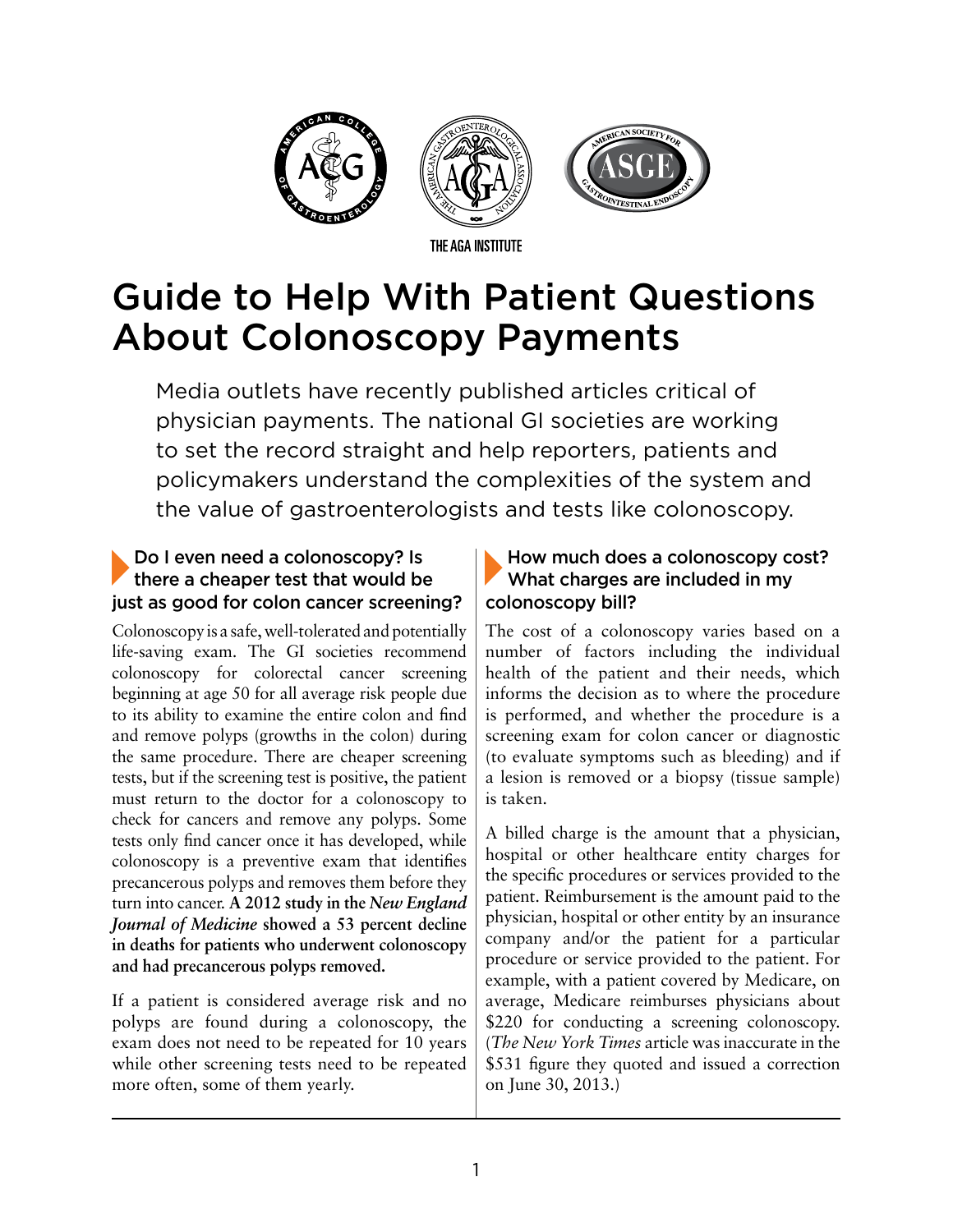THE AGA INSTITUTE

# Guide to Help With Patient Questions About Colonoscopy Payments

Media outlets have recently published articles critical of physician payments. The national GI societies are working to set the record straight and help reporters, patients and policymakers understand the complexities of the system and the value of gastroenterologists and tests like colonoscopy.

### Do I even need a colonoscopy? Is there a cheaper test that would be just as good for colon cancer screening?

Colonoscopy is a safe, well-tolerated and potentially life-saving exam. The GI societies recommend colonoscopy for colorectal cancer screening beginning at age 50 for all average risk people due to its ability to examine the entire colon and find and remove polyps (growths in the colon) during the same procedure. There are cheaper screening tests, but if the screening test is positive, the patient must return to the doctor for a colonoscopy to check for cancers and remove any polyps. Some tests only find cancer once it has developed, while colonoscopy is a preventive exam that identifies precancerous polyps and removes them before they turn into cancer. **A 2012 study in the *New England Journal of Medicine* showed a 53 percent decline in deaths for patients who underwent colonoscopy and had precancerous polyps removed.**

If a patient is considered average risk and no polyps are found during a colonoscopy, the exam does not need to be repeated for 10 years while other screening tests need to be repeated more often, some of them yearly.

### How much does a colonoscopy cost? What charges are included in my colonoscopy bill?

The cost of a colonoscopy varies based on a number of factors including the individual health of the patient and their needs, which informs the decision as to where the procedure is performed, and whether the procedure is a screening exam for colon cancer or diagnostic (to evaluate symptoms such as bleeding) and if a lesion is removed or a biopsy (tissue sample) is taken.

A billed charge is the amount that a physician, hospital or other healthcare entity charges for the specific procedures or services provided to the patient. Reimbursement is the amount paid to the physician, hospital or other entity by an insurance company and/or the patient for a particular procedure or service provided to the patient. For example, with a patient covered by Medicare, on average, Medicare reimburses physicians about $220 for conducting a screening colonoscopy. (*The New York Times* article was inaccurate in the $531 figure they quoted and issued a correction on June 30, 2013.)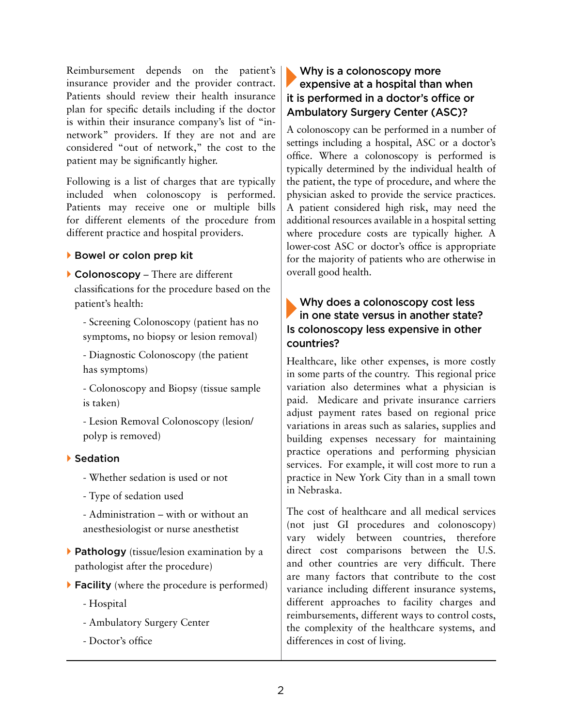Reimbursement depends on the patient's insurance provider and the provider contract. Patients should review their health insurance plan for specific details including if the doctor is within their insurance company's list of "in-network" providers. If they are not and are considered "out of network," the cost to the patient may be significantly higher.

Following is a list of charges that are typically included when colonoscopy is performed. Patients may receive one or multiple bills for different elements of the procedure from different practice and hospital providers.

- **Bowel or colon prep kit**
- **Colonoscopy** – There are different classifications for the procedure based on the patient's health:
  - Screening Colonoscopy (patient has no symptoms, no biopsy or lesion removal)
  - Diagnostic Colonoscopy (the patient has symptoms)
  - Colonoscopy and Biopsy (tissue sample is taken)
  - Lesion Removal Colonoscopy (lesion/polyp is removed)
- **Sedation**
  - Whether sedation is used or not
  - Type of sedation used
  - Administration – with or without an anesthesiologist or nurse anesthetist
- **Pathology** (tissue/lesion examination by a pathologist after the procedure)
- **Facility** (where the procedure is performed)
  - Hospital
  - Ambulatory Surgery Center
  - Doctor's office

## Why is a colonoscopy more expensive at a hospital than when it is performed in a doctor's office or Ambulatory Surgery Center (ASC)?

A colonoscopy can be performed in a number of settings including a hospital, ASC or a doctor's office. Where a colonoscopy is performed is typically determined by the individual health of the patient, the type of procedure, and where the physician asked to provide the service practices. A patient considered high risk, may need the additional resources available in a hospital setting where procedure costs are typically higher. A lower-cost ASC or doctor's office is appropriate for the majority of patients who are otherwise in overall good health.

## Why does a colonoscopy cost less in one state versus in another state? Is colonoscopy less expensive in other countries?

Healthcare, like other expenses, is more costly in some parts of the country. This regional price variation also determines what a physician is paid. Medicare and private insurance carriers adjust payment rates based on regional price variations in areas such as salaries, supplies and building expenses necessary for maintaining practice operations and performing physician services. For example, it will cost more to run a practice in New York City than in a small town in Nebraska.

The cost of healthcare and all medical services (not just GI procedures and colonoscopy) vary widely between countries, therefore direct cost comparisons between the U.S. and other countries are very difficult. There are many factors that contribute to the cost variance including different insurance systems, different approaches to facility charges and reimbursements, different ways to control costs, the complexity of the healthcare systems, and differences in cost of living.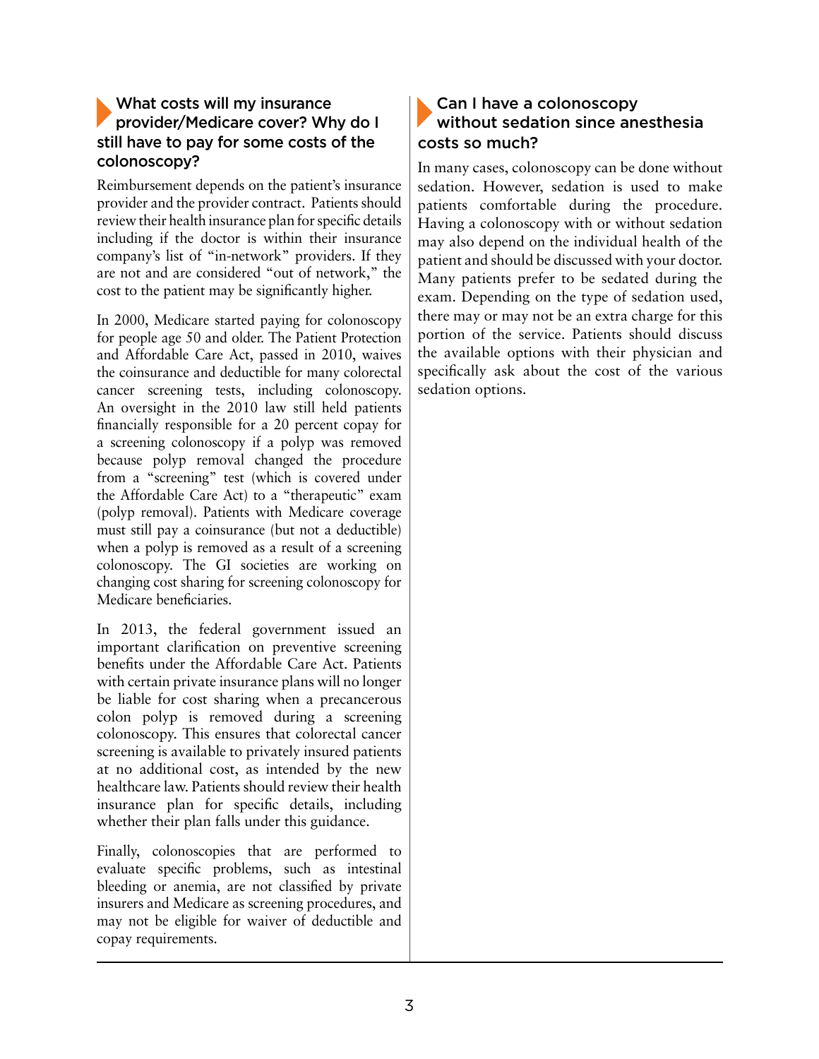## What costs will my insurance provider/Medicare cover? Why do I still have to pay for some costs of the colonoscopy?

Reimbursement depends on the patient's insurance provider and the provider contract. Patients should review their health insurance plan for specific details including if the doctor is within their insurance company's list of "in-network" providers. If they are not and are considered "out of network," the cost to the patient may be significantly higher.

In 2000, Medicare started paying for colonoscopy for people age 50 and older. The Patient Protection and Affordable Care Act, passed in 2010, waives the coinsurance and deductible for many colorectal cancer screening tests, including colonoscopy. An oversight in the 2010 law still held patients financially responsible for a 20 percent copay for a screening colonoscopy if a polyp was removed because polyp removal changed the procedure from a "screening" test (which is covered under the Affordable Care Act) to a "therapeutic" exam (polyp removal). Patients with Medicare coverage must still pay a coinsurance (but not a deductible) when a polyp is removed as a result of a screening colonoscopy. The GI societies are working on changing cost sharing for screening colonoscopy for Medicare beneficiaries.

In 2013, the federal government issued an important clarification on preventive screening benefits under the Affordable Care Act. Patients with certain private insurance plans will no longer be liable for cost sharing when a precancerous colon polyp is removed during a screening colonoscopy. This ensures that colorectal cancer screening is available to privately insured patients at no additional cost, as intended by the new healthcare law. Patients should review their health insurance plan for specific details, including whether their plan falls under this guidance.

Finally, colonoscopies that are performed to evaluate specific problems, such as intestinal bleeding or anemia, are not classified by private insurers and Medicare as screening procedures, and may not be eligible for waiver of deductible and copay requirements.

## Can I have a colonoscopy without sedation since anesthesia costs so much?

In many cases, colonoscopy can be done without sedation. However, sedation is used to make patients comfortable during the procedure. Having a colonoscopy with or without sedation may also depend on the individual health of the patient and should be discussed with your doctor. Many patients prefer to be sedated during the exam. Depending on the type of sedation used, there may or may not be an extra charge for this portion of the service. Patients should discuss the available options with their physician and specifically ask about the cost of the various sedation options.